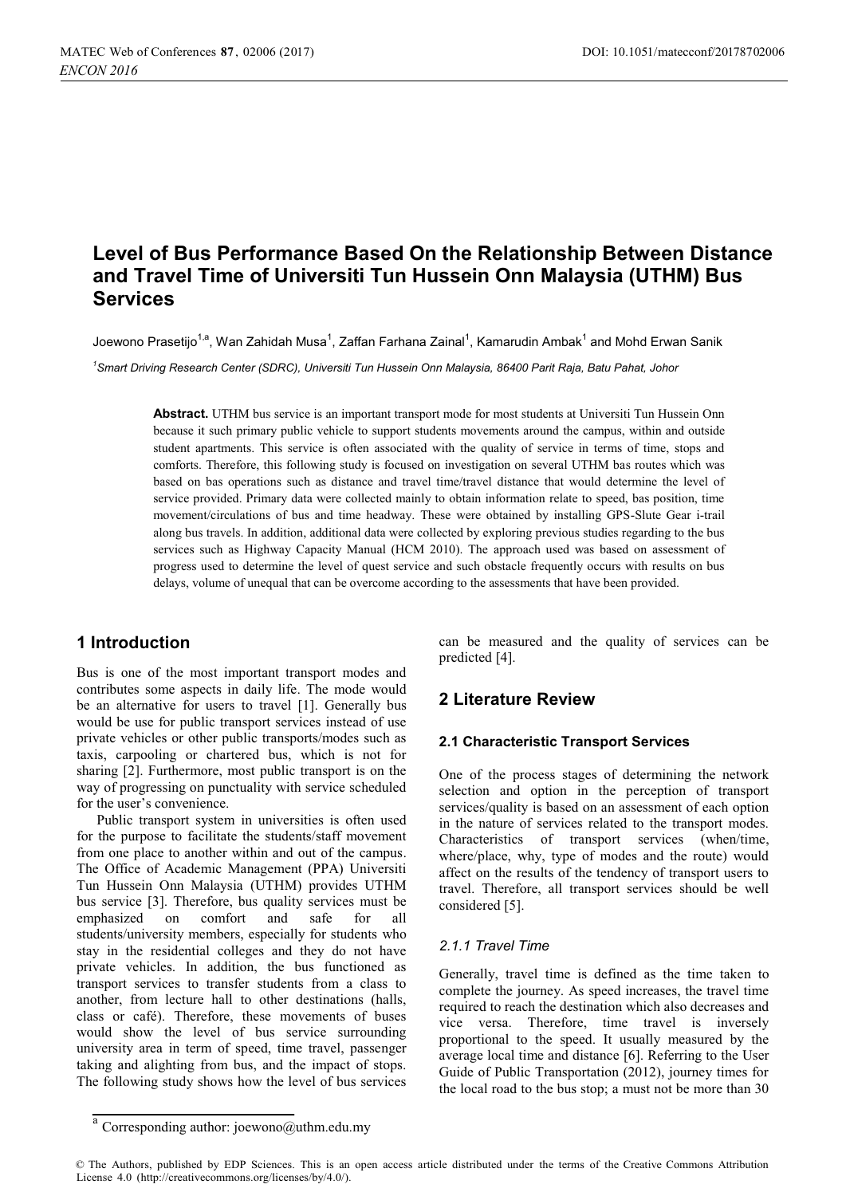# Level of Bus Performance Based On the Relationship Between Distance and Travel Time of Universiti Tun Hussein Onn Malaysia (UTHM) Bus Services

Joewono Prasetijo[1,a], Wan Zahidah Musa[1], Zaffan Farhana Zainal[1], Kamarudin Ambak[1] and Mohd Erwan Sanik

[1]*Smart Driving Research Center (SDRC), Universiti Tun Hussein Onn Malaysia, 86400 Parit Raja, Batu Pahat, Johor*

**Abstract.** UTHM bus service is an important transport mode for most students at Universiti Tun Hussein Onn because it such primary public vehicle to support students movements around the campus, within and outside student apartments. This service is often associated with the quality of service in terms of time, stops and comforts. Therefore, this following study is focused on investigation on several UTHM bas routes which was based on bas operations such as distance and travel time/travel distance that would determine the level of service provided. Primary data were collected mainly to obtain information relate to speed, bas position, time movement/circulations of bus and time headway. These were obtained by installing GPS-Slute Gear i-trail along bus travels. In addition, additional data were collected by exploring previous studies regarding to the bus services such as Highway Capacity Manual (HCM 2010). The approach used was based on assessment of progress used to determine the level of quest service and such obstacle frequently occurs with results on bus delays, volume of unequal that can be overcome according to the assessments that have been provided.

## 1 Introduction

Bus is one of the most important transport modes and contributes some aspects in daily life. The mode would be an alternative for users to travel [1]. Generally bus would be use for public transport services instead of use private vehicles or other public transports/modes such as taxis, carpooling or chartered bus, which is not for sharing [2]. Furthermore, most public transport is on the way of progressing on punctuality with service scheduled for the user's convenience.

Public transport system in universities is often used for the purpose to facilitate the students/staff movement from one place to another within and out of the campus. The Office of Academic Management (PPA) Universiti Tun Hussein Onn Malaysia (UTHM) provides UTHM bus service [3]. Therefore, bus quality services must be emphasized on comfort and safe for all students/university members, especially for students who stay in the residential colleges and they do not have private vehicles. In addition, the bus functioned as transport services to transfer students from a class to another, from lecture hall to other destinations (halls, class or café). Therefore, these movements of buses would show the level of bus service surrounding university area in term of speed, time travel, passenger taking and alighting from bus, and the impact of stops. The following study shows how the level of bus services can be measured and the quality of services can be predicted [4].

## 2 Literature Review

### 2.1 Characteristic Transport Services

One of the process stages of determining the network selection and option in the perception of transport services/quality is based on an assessment of each option in the nature of services related to the transport modes. Characteristics of transport services (when/time, where/place, why, type of modes and the route) would affect on the results of the tendency of transport users to travel. Therefore, all transport services should be well considered [5].

#### *2.1.1 Travel Time*

Generally, travel time is defined as the time taken to complete the journey. As speed increases, the travel time required to reach the destination which also decreases and vice versa. Therefore, time travel is inversely proportional to the speed. It usually measured by the average local time and distance [6]. Referring to the User Guide of Public Transportation (2012), journey times for the local road to the bus stop; a must not be more than 30

[a] Corresponding author: joewono@uthm.edu.my

© The Authors, published by EDP Sciences. This is an open access article distributed under the terms of the Creative Commons Attribution License 4.0 (http://creativecommons.org/licenses/by/4.0/).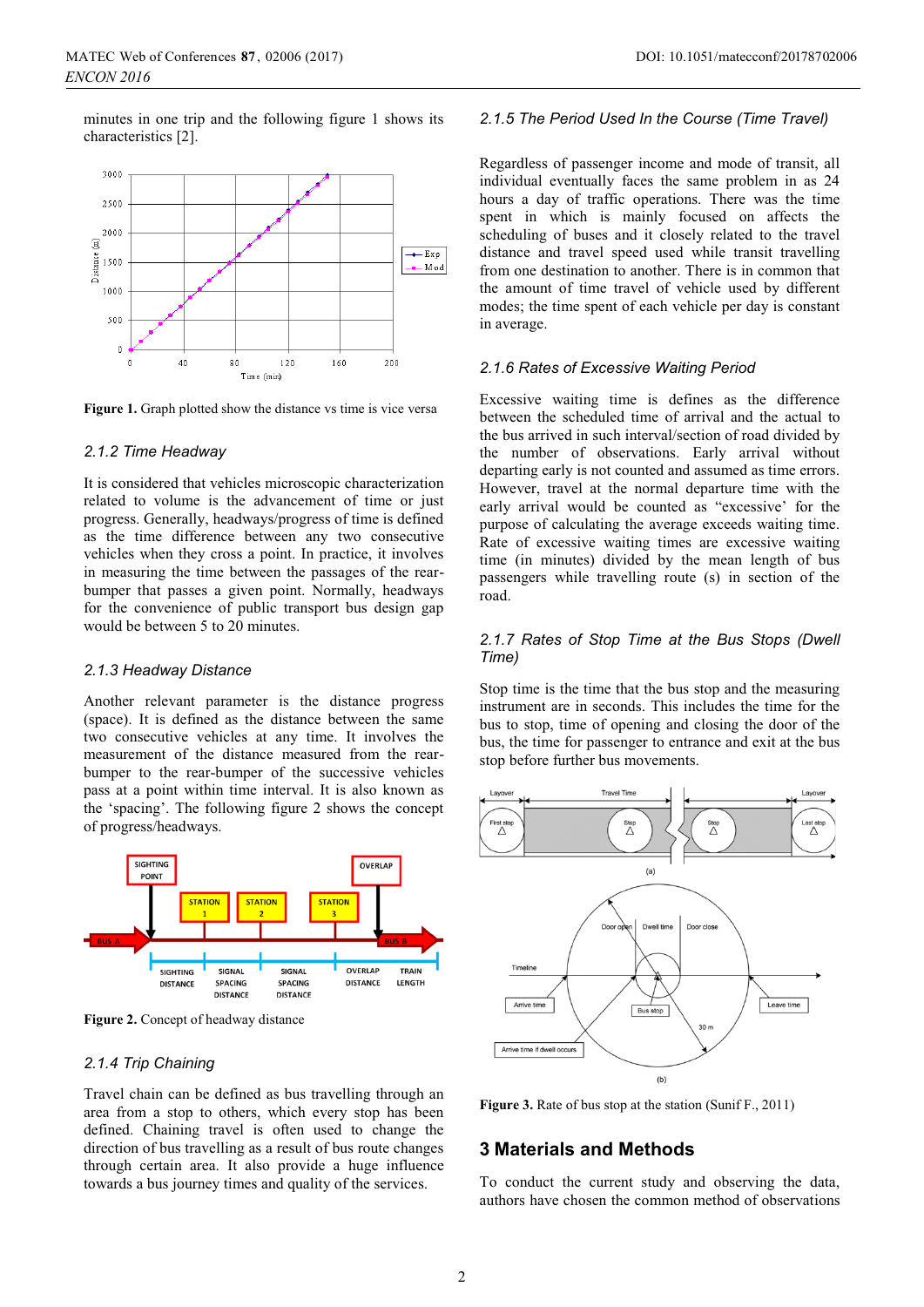minutes in one trip and the following figure 1 shows its characteristics [2].

**Figure 1.** Graph plotted show the distance vs time is vice versa

### 2.1.2 Time Headway

It is considered that vehicles microscopic characterization related to volume is the advancement of time or just progress. Generally, headways/progress of time is defined as the time difference between any two consecutive vehicles when they cross a point. In practice, it involves in measuring the time between the passages of the rear-bumper that passes a given point. Normally, headways for the convenience of public transport bus design gap would be between 5 to 20 minutes.

### 2.1.3 Headway Distance

Another relevant parameter is the distance progress (space). It is defined as the distance between the same two consecutive vehicles at any time. It involves the measurement of the distance measured from the rear-bumper to the rear-bumper of the successive vehicles pass at a point within time interval. It is also known as the 'spacing'. The following figure 2 shows the concept of progress/headways.

**Figure 2.** Concept of headway distance

### 2.1.4 Trip Chaining

Travel chain can be defined as bus travelling through an area from a stop to others, which every stop has been defined. Chaining travel is often used to change the direction of bus travelling as a result of bus route changes through certain area. It also provide a huge influence towards a bus journey times and quality of the services.

### 2.1.5 The Period Used In the Course (Time Travel)

Regardless of passenger income and mode of transit, all individual eventually faces the same problem in as 24 hours a day of traffic operations. There was the time spent in which is mainly focused on affects the scheduling of buses and it closely related to the travel distance and travel speed used while transit travelling from one destination to another. There is in common that the amount of time travel of vehicle used by different modes; the time spent of each vehicle per day is constant in average.

### 2.1.6 Rates of Excessive Waiting Period

Excessive waiting time is defines as the difference between the scheduled time of arrival and the actual to the bus arrived in such interval/section of road divided by the number of observations. Early arrival without departing early is not counted and assumed as time errors. However, travel at the normal departure time with the early arrival would be counted as "excessive' for the purpose of calculating the average exceeds waiting time. Rate of excessive waiting times are excessive waiting time (in minutes) divided by the mean length of bus passengers while travelling route (s) in section of the road.

### 2.1.7 Rates of Stop Time at the Bus Stops (Dwell Time)

Stop time is the time that the bus stop and the measuring instrument are in seconds. This includes the time for the bus to stop, time of opening and closing the door of the bus, the time for passenger to entrance and exit at the bus stop before further bus movements.

**Figure 3.** Rate of bus stop at the station (Sunif F., 2011)

## 3 Materials and Methods

To conduct the current study and observing the data, authors have chosen the common method of observations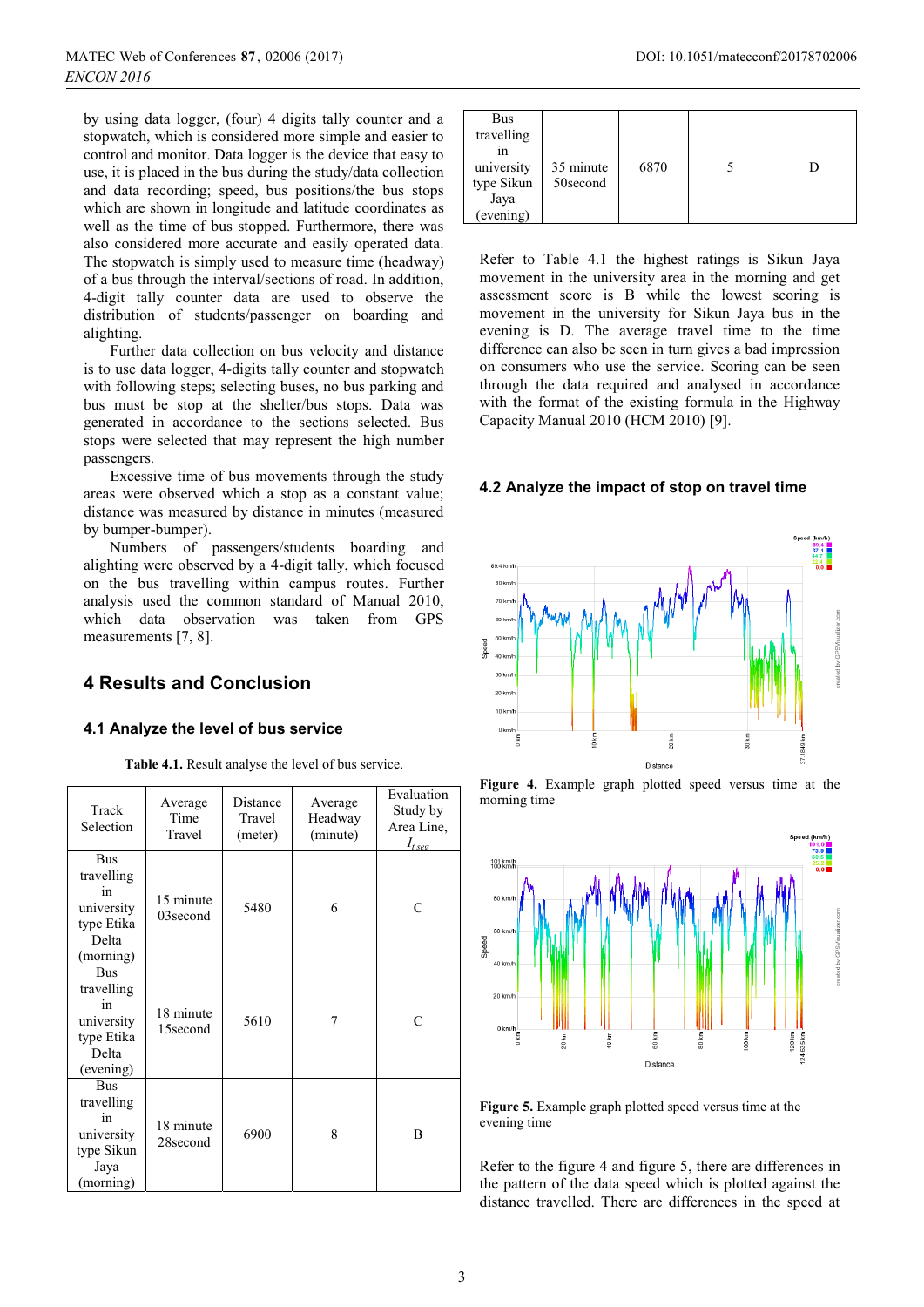by using data logger, (four) 4 digits tally counter and a stopwatch, which is considered more simple and easier to control and monitor. Data logger is the device that easy to use, it is placed in the bus during the study/data collection and data recording; speed, bus positions/the bus stops which are shown in longitude and latitude coordinates as well as the time of bus stopped. Furthermore, there was also considered more accurate and easily operated data. The stopwatch is simply used to measure time (headway) of a bus through the interval/sections of road. In addition, 4-digit tally counter data are used to observe the distribution of students/passenger on boarding and alighting.

Further data collection on bus velocity and distance is to use data logger, 4-digits tally counter and stopwatch with following steps; selecting buses, no bus parking and bus must be stop at the shelter/bus stops. Data was generated in accordance to the sections selected. Bus stops were selected that may represent the high number passengers.

Excessive time of bus movements through the study areas were observed which a stop as a constant value; distance was measured by distance in minutes (measured by bumper-bumper).

Numbers of passengers/students boarding and alighting were observed by a 4-digit tally, which focused on the bus travelling within campus routes. Further analysis used the common standard of Manual 2010, which data observation was taken from GPS measurements [7, 8].

## 4 Results and Conclusion

### 4.1 Analyze the level of bus service

**Table 4.1.** Result analyse the level of bus service.

| Track Selection | Average Time Travel | Distance Travel (meter) | Average Headway (minute) | Evaluation Study by Area Line, $I_{t,seg}$ |
|---|---|---|---|---|
| Bus travelling in university type Etika Delta (morning) | 15 minute 03second | 5480 | 6 | C |
| Bus travelling in university type Etika Delta (evening) | 18 minute 15second | 5610 | 7 | C |
| Bus travelling in university type Sikun Jaya (morning) | 18 minute 28second | 6900 | 8 | B |
| Bus travelling in university type Sikun Jaya (evening) | 35 minute 50second | 6870 | 5 | D |

Refer to Table 4.1 the highest ratings is Sikun Jaya movement in the university area in the morning and get assessment score is B while the lowest scoring is movement in the university for Sikun Jaya bus in the evening is D. The average travel time to the time difference can also be seen in turn gives a bad impression on consumers who use the service. Scoring can be seen through the data required and analysed in accordance with the format of the existing formula in the Highway Capacity Manual 2010 (HCM 2010) [9].

### 4.2 Analyze the impact of stop on travel time

**Figure 4.** Example graph plotted speed versus time at the morning time

**Figure 5.** Example graph plotted speed versus time at the evening time

Refer to the figure 4 and figure 5, there are differences in the pattern of the data speed which is plotted against the distance travelled. There are differences in the speed at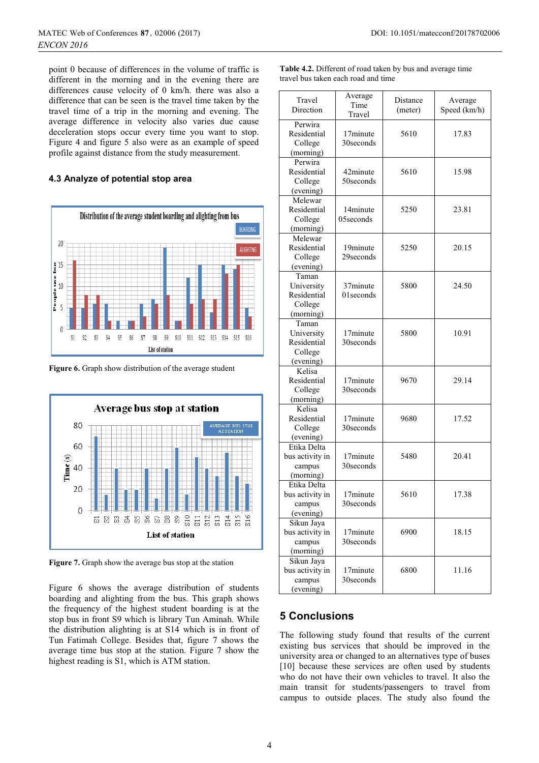point 0 because of differences in the volume of traffic is different in the morning and in the evening there are differences cause velocity of 0 km/h. there was also a difference that can be seen is the travel time taken by the travel time of a trip in the morning and evening. The average difference in velocity also varies due cause deceleration stops occur every time you want to stop. Figure 4 and figure 5 also were as an example of speed profile against distance from the study measurement.

### 4.3 Analyze of potential stop area

**Figure 6.** Graph show distribution of the average student

**Figure 7.** Graph show the average bus stop at the station

Figure 6 shows the average distribution of students boarding and alighting from the bus. This graph shows the frequency of the highest student boarding is at the stop bus in front S9 which is library Tun Aminah. While the distribution alighting is at S14 which is in front of Tun Fatimah College. Besides that, figure 7 shows the average time bus stop at the station. Figure 7 show the highest reading is S1, which is ATM station.

**Table 4.2.** Different of road taken by bus and average time travel bus taken each road and time

| Travel Direction | Average Time Travel | Distance (meter) | Average Speed (km/h) |
|---|---|---|---|
| Perwira Residential College (morning) | 17minute 30seconds | 5610 | 17.83 |
| Perwira Residential College (evening) | 42minute 50seconds | 5610 | 15.98 |
| Melewar Residential College (morning) | 14minute 05seconds | 5250 | 23.81 |
| Melewar Residential College (evening) | 19minute 29seconds | 5250 | 20.15 |
| Taman University Residential College (morning) | 37minute 01seconds | 5800 | 24.50 |
| Taman University Residential College (evening) | 17minute 30seconds | 5800 | 10.91 |
| Kelisa Residential College (morning) | 17minute 30seconds | 9670 | 29.14 |
| Kelisa Residential College (evening) | 17minute 30seconds | 9680 | 17.52 |
| Etika Delta bus activity in campus (morning) | 17minute 30seconds | 5480 | 20.41 |
| Etika Delta bus activity in campus (evening) | 17minute 30seconds | 5610 | 17.38 |
| Sikun Jaya bus activity in campus (morning) | 17minute 30seconds | 6900 | 18.15 |
| Sikun Jaya bus activity in campus (evening) | 17minute 30seconds | 6800 | 11.16 |

## 5 Conclusions

The following study found that results of the current existing bus services that should be improved in the university area or changed to an alternatives type of buses [10] because these services are often used by students who do not have their own vehicles to travel. It also the main transit for students/passengers to travel from campus to outside places. The study also found the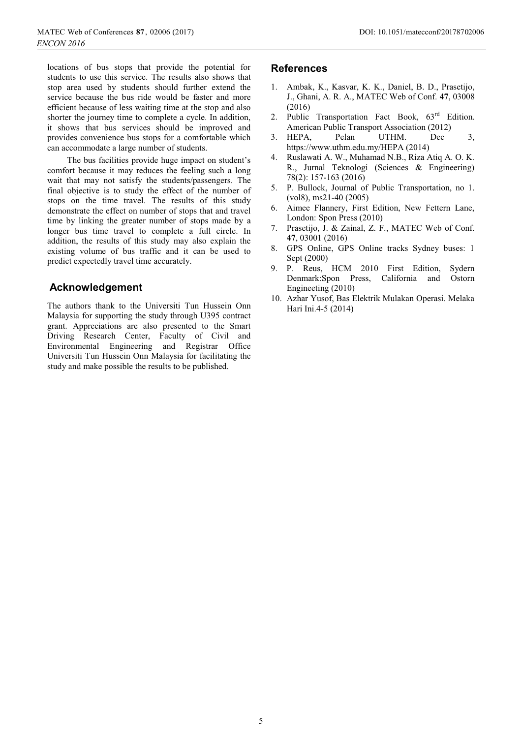locations of bus stops that provide the potential for students to use this service. The results also shows that stop area used by students should further extend the service because the bus ride would be faster and more efficient because of less waiting time at the stop and also shorter the journey time to complete a cycle. In addition, it shows that bus services should be improved and provides convenience bus stops for a comfortable which can accommodate a large number of students.

The bus facilities provide huge impact on student's comfort because it may reduces the feeling such a long wait that may not satisfy the students/passengers. The final objective is to study the effect of the number of stops on the time travel. The results of this study demonstrate the effect on number of stops that and travel time by linking the greater number of stops made by a longer bus time travel to complete a full circle. In addition, the results of this study may also explain the existing volume of bus traffic and it can be used to predict expectedly travel time accurately.

## Acknowledgement

The authors thank to the Universiti Tun Hussein Onn Malaysia for supporting the study through U395 contract grant. Appreciations are also presented to the Smart Driving Research Center, Faculty of Civil and Environmental Engineering and Registrar Office Universiti Tun Hussein Onn Malaysia for facilitating the study and make possible the results to be published.

## References

1. Ambak, K., Kasvar, K. K., Daniel, B. D., Prasetijo, J., Ghani, A. R. A., MATEC Web of Conf. **47**, 03008 (2016)
2. Public Transportation Fact Book, 63rd Edition. American Public Transport Association (2012)
3. HEPA, Pelan UTHM. Dec 3, https://www.uthm.edu.my/HEPA (2014)
4. Ruslawati A. W., Muhamad N.B., Riza Atiq A. O. K. R., Jurnal Teknologi (Sciences & Engineering) 78(2): 157-163 (2016)
5. P. Bullock, Journal of Public Transportation, no 1. (vol8), ms21-40 (2005)
6. Aimee Flannery, First Edition, New Fettern Lane, London: Spon Press (2010)
7. Prasetijo, J. & Zainal, Z. F., MATEC Web of Conf. **47**, 03001 (2016)
8. GPS Online, GPS Online tracks Sydney buses: 1 Sept (2000)
9. P. Reus, HCM 2010 First Edition, Sydern Denmark:Spon Press, California and Ostorn Engineeting (2010)
10. Azhar Yusof, Bas Elektrik Mulakan Operasi. Melaka Hari Ini.4-5 (2014)